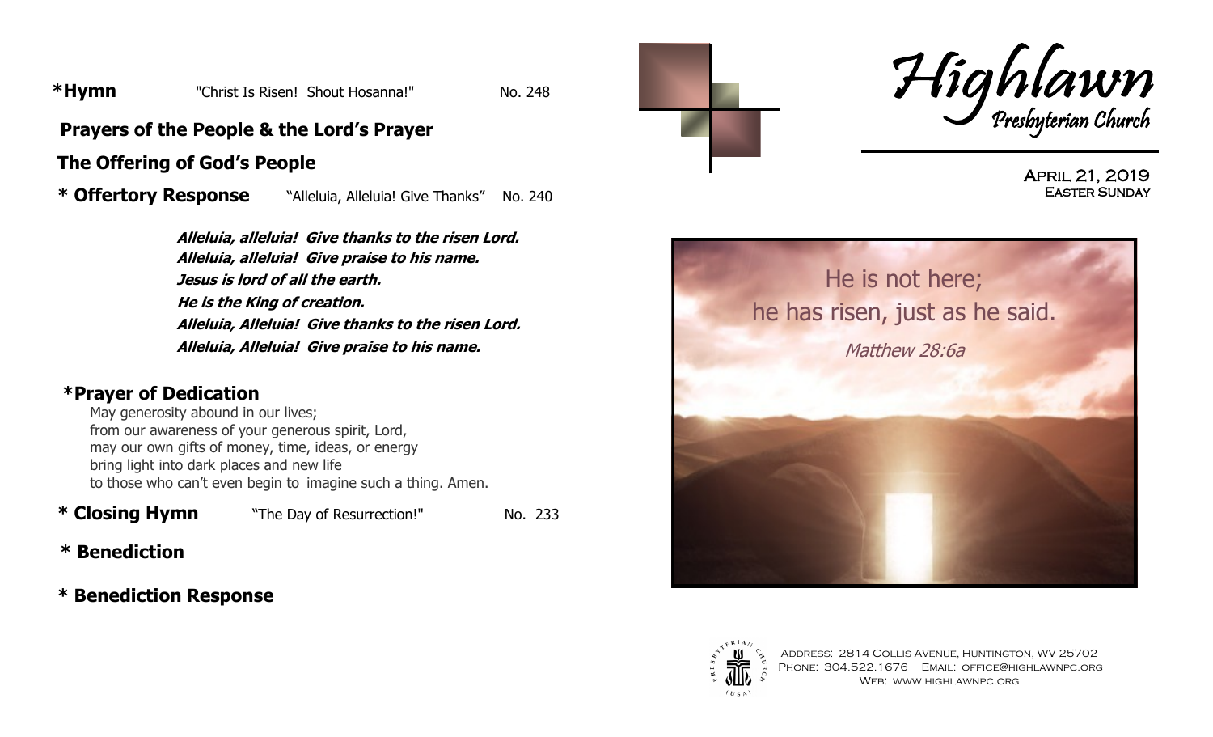**\*Hymn** "Christ Is Risen! Shout Hosanna!" No. 248

**Prayers of the People & the Lord's Prayer**

**The Offering of God's People**

**\* Offertory Response** "Alleluia, Alleluia! Give Thanks" No. 240

***Alleluia, alleluia! Give thanks to the risen Lord.***
***Alleluia, alleluia! Give praise to his name.***
***Jesus is lord of all the earth.***
***He is the King of creation.***
***Alleluia, Alleluia! Give thanks to the risen Lord.***
***Alleluia, Alleluia! Give praise to his name.***

**\*Prayer of Dedication**

May generosity abound in our lives;
from our awareness of your generous spirit, Lord,
may our own gifts of money, time, ideas, or energy
bring light into dark places and new life
to those who can't even begin to imagine such a thing. Amen.

**\* Closing Hymn** "The Day of Resurrection!" No. 233

**\* Benediction**

**\* Benediction Response**

# Highlawn
## Presbyterian Church

April 21, 2019
Easter Sunday

He is not here;
he has risen, just as he said.

*Matthew 28:6a*

Address: 2814 Collis Avenue, Huntington, WV 25702
Phone: 304.522.1676 Email: office@highlawnpc.org
Web: www.highlawnpc.org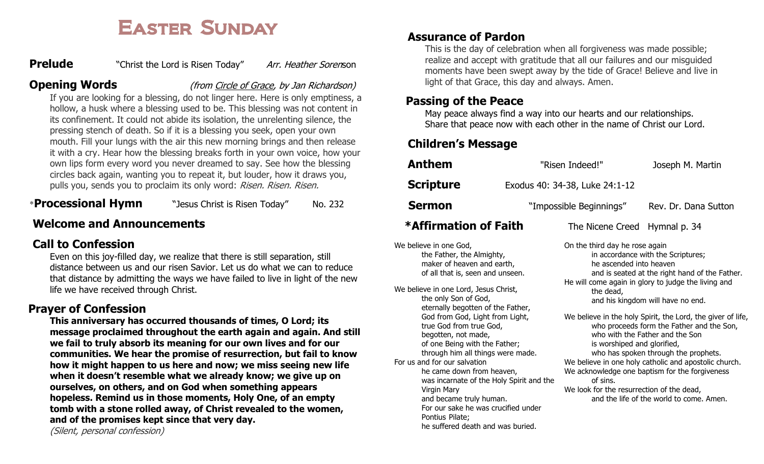# Easter Sunday

**Prelude** "Christ the Lord is Risen Today" *Arr. Heather Sorenson*

**Opening Words** *(from Circle of Grace, by Jan Richardson)*

If you are looking for a blessing, do not linger here. Here is only emptiness, a hollow, a husk where a blessing used to be. This blessing was not content in its confinement. It could not abide its isolation, the unrelenting silence, the pressing stench of death. So if it is a blessing you seek, open your own mouth. Fill your lungs with the air this new morning brings and then release it with a cry. Hear how the blessing breaks forth in your own voice, how your own lips form every word you never dreamed to say. See how the blessing circles back again, wanting you to repeat it, but louder, how it draws you, pulls you, sends you to proclaim its only word: *Risen. Risen. Risen.*

\***Processional Hymn** "Jesus Christ is Risen Today" No. 232

**Welcome and Announcements**

**Call to Confession**

Even on this joy-filled day, we realize that there is still separation, still distance between us and our risen Savior. Let us do what we can to reduce that distance by admitting the ways we have failed to live in light of the new life we have received through Christ.

**Prayer of Confession**

**This anniversary has occurred thousands of times, O Lord; its message proclaimed throughout the earth again and again. And still we fail to truly absorb its meaning for our own lives and for our communities. We hear the promise of resurrection, but fail to know how it might happen to us here and now; we miss seeing new life when it doesn't resemble what we already know; we give up on ourselves, on others, and on God when something appears hopeless. Remind us in those moments, Holy One, of an empty tomb with a stone rolled away, of Christ revealed to the women, and of the promises kept since that very day.**

*(Silent, personal confession)*

**Assurance of Pardon**

This is the day of celebration when all forgiveness was made possible; realize and accept with gratitude that all our failures and our misguided moments have been swept away by the tide of Grace! Believe and live in light of that Grace, this day and always. Amen.

**Passing of the Peace**

May peace always find a way into our hearts and our relationships. Share that peace now with each other in the name of Christ our Lord.

**Children's Message**

**Anthem** "Risen Indeed!" Joseph M. Martin

**Scripture** Exodus 40: 34-38, Luke 24:1-12

**Sermon** "Impossible Beginnings" Rev. Dr. Dana Sutton

\***Affirmation of Faith** The Nicene Creed Hymnal p. 34

We believe in one God,
the Father, the Almighty,
maker of heaven and earth,
of all that is, seen and unseen.

We believe in one Lord, Jesus Christ,
the only Son of God,
eternally begotten of the Father,
God from God, Light from Light,
true God from true God,
begotten, not made,
of one Being with the Father;
through him all things were made.
For us and for our salvation
he came down from heaven,
was incarnate of the Holy Spirit and the Virgin Mary
and became truly human.
For our sake he was crucified under Pontius Pilate;
he suffered death and was buried.
On the third day he rose again
in accordance with the Scriptures;
he ascended into heaven
and is seated at the right hand of the Father.
He will come again in glory to judge the living and the dead,
and his kingdom will have no end.

We believe in the holy Spirit, the Lord, the giver of life,
who proceeds form the Father and the Son,
who with the Father and the Son
is worshiped and glorified,
who has spoken through the prophets.
We believe in one holy catholic and apostolic church.
We acknowledge one baptism for the forgiveness of sins.
We look for the resurrection of the dead,
and the life of the world to come. Amen.